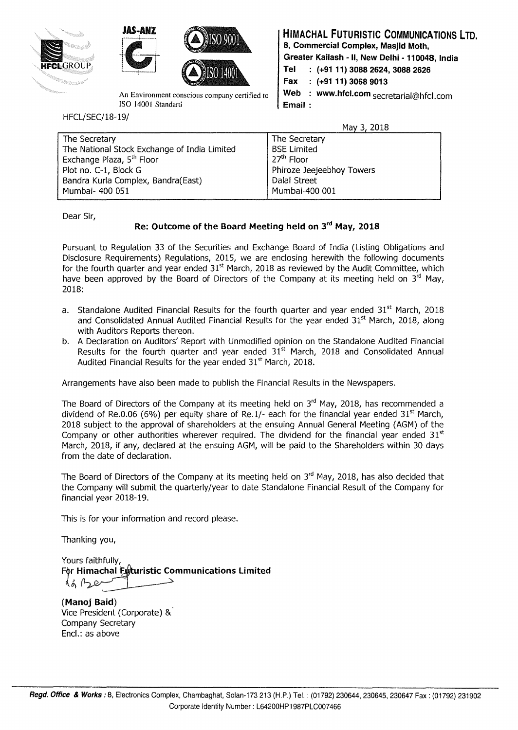JAS-ANZ

ISO 9001

ISO 14001

An Environment conscious company certified to ISO 14001 Standard

**HIMACHAL FUTURISTIC COMMUNICATIONS LTD.**
**8, Commercial Complex, Masjid Moth,**
**Greater Kailash - II, New Delhi - 110048, India**
**Tel : (+91 11) 3088 2624, 3088 2626**
**Fax : (+91 11) 3068 9013**
**Web : www.hfcl.com**
**Email :** secretarial@hfcl.com

HFCL/SEC/18-19/

May 3, 2018

| The Secretary<br>The National Stock Exchange of India Limited<br>Exchange Plaza, 5th Floor<br>Plot no. C-1, Block G<br>Bandra Kurla Complex, Bandra(East)<br>Mumbai- 400 051 | The Secretary<br>BSE Limited<br>27th Floor<br>Phiroze Jeejeebhoy Towers<br>Dalal Street<br>Mumbai-400 001 |
|---|---|

Dear Sir,

**Re: Outcome of the Board Meeting held on 3rd May, 2018**

Pursuant to Regulation 33 of the Securities and Exchange Board of India (Listing Obligations and Disclosure Requirements) Regulations, 2015, we are enclosing herewith the following documents for the fourth quarter and year ended 31st March, 2018 as reviewed by the Audit Committee, which have been approved by the Board of Directors of the Company at its meeting held on 3rd May, 2018:

a. Standalone Audited Financial Results for the fourth quarter and year ended 31st March, 2018 and Consolidated Annual Audited Financial Results for the year ended 31st March, 2018, along with Auditors Reports thereon.
b. A Declaration on Auditors' Report with Unmodified opinion on the Standalone Audited Financial Results for the fourth quarter and year ended 31st March, 2018 and Consolidated Annual Audited Financial Results for the year ended 31st March, 2018.

Arrangements have also been made to publish the Financial Results in the Newspapers.

The Board of Directors of the Company at its meeting held on 3rd May, 2018, has recommended a dividend of Re.0.06 (6%) per equity share of Re.1/- each for the financial year ended 31st March, 2018 subject to the approval of shareholders at the ensuing Annual General Meeting (AGM) of the Company or other authorities wherever required. The dividend for the financial year ended 31st March, 2018, if any, declared at the ensuing AGM, will be paid to the Shareholders within 30 days from the date of declaration.

The Board of Directors of the Company at its meeting held on 3rd May, 2018, has also decided that the Company will submit the quarterly/year to date Standalone Financial Result of the Company for financial year 2018-19.

This is for your information and record please.

Thanking you,

Yours faithfully,
For **Himachal Futuristic Communications Limited**

**(Manoj Baid)**
Vice President (Corporate) &
Company Secretary
Encl.: as above

***Regd. Office & Works :*** 8, Electronics Complex, Chambaghat, Solan-173 213 (H.P.) Tel. : (01792) 230644, 230645, 230647 Fax : (01792) 231902
Corporate Identity Number : L64200HP1987PLC007466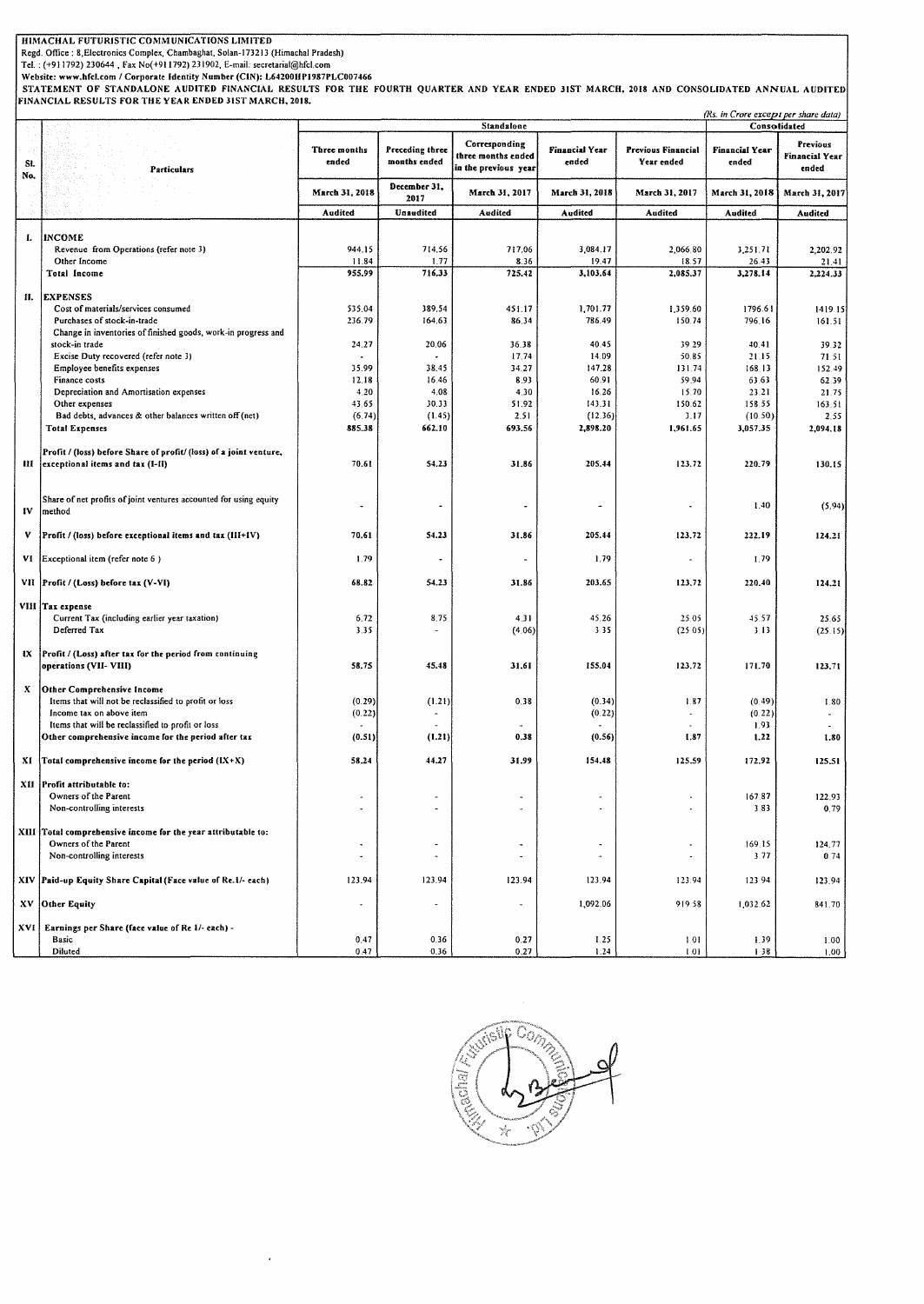**HIMACHAL FUTURISTIC COMMUNICATIONS LIMITED**

Regd. Office : 8,Electronics Complex, Chambaghat, Solan-173213 (Himachal Pradesh)

Tel. : (+911792) 230644 , Fax No(+911792) 231902, E-mail: secretarial@hfcl.com

Website: www.hfcl.com / Corporate Identity Number (CIN): L64200HP1987PLC007466

**STATEMENT OF STANDALONE AUDITED FINANCIAL RESULTS FOR THE FOURTH QUARTER AND YEAR ENDED 31ST MARCH, 2018 AND CONSOLIDATED ANNUAL AUDITED FINANCIAL RESULTS FOR THE YEAR ENDED 31ST MARCH, 2018.**

*(Rs. in Crore except per share data)*

| Sl. No. | Particulars | Standalone | | | | | Consolidated | |
|---|---|---|---|---|---|---|---|---|
| | | Three months ended | Preceding three months ended | Corresponding three months ended in the previous year | Financial Year ended | Previous Financial Year ended | Financial Year ended | Previous Financial Year ended |
| | | March 31, 2018 | December 31, 2017 | March 31, 2017 | March 31, 2018 | March 31, 2017 | March 31, 2018 | March 31, 2017 |
| | | Audited | Unaudited | Audited | Audited | Audited | Audited | Audited |
| I. | **INCOME** | | | | | | | |
| | Revenue from Operations (refer note 3) | 944.15 | 714.56 | 717.06 | 3,084.17 | 2,066.80 | 3,251.71 | 2,202.92 |
| | Other Income | 11.84 | 1.77 | 8.36 | 19.47 | 18.57 | 26.43 | 21.41 |
| | **Total Income** | **955.99** | **716.33** | **725.42** | **3,103.64** | **2,085.37** | **3,278.14** | **2,224.33** |
| II. | **EXPENSES** | | | | | | | |
| | Cost of materials/services consumed | 535.04 | 389.54 | 451.17 | 1,701.77 | 1,359.60 | 1796.61 | 1419.15 |
| | Purchases of stock-in-trade | 236.79 | 164.63 | 86.34 | 786.49 | 150.74 | 796.16 | 161.51 |
| | Change in inventories of finished goods, work-in progress and stock-in trade | 24.27 | 20.06 | 36.38 | 40.45 | 39.29 | 40.41 | 39.32 |
| | Excise Duty recovered (refer note 3) | - | - | 17.74 | 14.09 | 50.85 | 21.15 | 71.51 |
| | Employee benefits expenses | 35.99 | 38.45 | 34.27 | 147.28 | 131.74 | 168.13 | 152.49 |
| | Finance costs | 12.18 | 16.46 | 8.93 | 60.91 | 59.94 | 63.63 | 62.39 |
| | Depreciation and Amortisation expenses | 4.20 | 4.08 | 4.30 | 16.26 | 15.70 | 23.21 | 21.75 |
| | Other expenses | 43.65 | 30.33 | 51.92 | 143.31 | 150.62 | 158.55 | 163.51 |
| | Bad debts, advances & other balances written off (net) | (6.74) | (1.45) | 2.51 | (12.36) | 3.17 | (10.50) | 2.55 |
| | **Total Expenses** | **885.38** | **662.10** | **693.56** | **2,898.20** | **1,961.65** | **3,057.35** | **2,094.18** |
| III | **Profit / (loss) before Share of profit/ (loss) of a joint venture, exceptional items and tax (I-II)** | **70.61** | **54.23** | **31.86** | **205.44** | **123.72** | **220.79** | **130.15** |
| IV | Share of net profits of joint ventures accounted for using equity method | - | - | - | - | - | 1.40 | (5.94) |
| V | **Profit / (loss) before exceptional items and tax (III+IV)** | **70.61** | **54.23** | **31.86** | **205.44** | **123.72** | **222.19** | **124.21** |
| VI | Exceptional item (refer note 6 ) | 1.79 | - | - | 1.79 | - | 1.79 | |
| VII | **Profit / (Loss) before tax (V-VI)** | **68.82** | **54.23** | **31.86** | **203.65** | **123.72** | **220.40** | **124.21** |
| VIII | **Tax expense** | | | | | | | |
| | Current Tax (including earlier year taxation) | 6.72 | 8.75 | 4.31 | 45.26 | 25.05 | 45.57 | 25.65 |
| | Deferred Tax | 3.35 | - | (4.06) | 3.35 | (25.05) | 3.13 | (25.15) |
| IX | **Profit / (Loss) after tax for the period from continuing operations (VII- VIII)** | **58.75** | **45.48** | **31.61** | **155.04** | **123.72** | **171.70** | **123.71** |
| X | **Other Comprehensive Income** | | | | | | | |
| | Items that will not be reclassified to profit or loss | (0.29) | (1.21) | 0.38 | (0.34) | 1.87 | (0.49) | 1.80 |
| | Income tax on above item | (0.22) | - | | (0.22) | - | (0.22) | - |
| | Items that will be reclassified to profit or loss | - | - | - | - | - | 1.93 | - |
| | **Other comprehensive income for the period after tax** | **(0.51)** | **(1.21)** | **0.38** | **(0.56)** | **1.87** | **1.22** | **1.80** |
| XI | **Total comprehensive income for the period (IX+X)** | **58.24** | **44.27** | **31.99** | **154.48** | **125.59** | **172.92** | **125.51** |
| XII | **Profit attributable to:** | | | | | | | |
| | Owners of the Parent | - | - | - | - | - | 167.87 | 122.93 |
| | Non-controlling interests | - | - | - | - | - | 3.83 | 0.79 |
| XIII | **Total comprehensive income for the year attributable to:** | | | | | | | |
| | Owners of the Parent | - | - | - | - | - | 169.15 | 124.77 |
| | Non-controlling interests | - | - | - | - | - | 3.77 | 0.74 |
| XIV | **Paid-up Equity Share Capital (Face value of Re.1/- each)** | 123.94 | 123.94 | 123.94 | 123.94 | 123.94 | 123.94 | 123.94 |
| XV | **Other Equity** | - | - | - | 1,092.06 | 919.58 | 1,032.62 | 841.70 |
| XVI | **Earnings per Share (face value of Re 1/- each) -** | | | | | | | |
| | Basic | 0.47 | 0.36 | 0.27 | 1.25 | 1.01 | 1.39 | 1.00 |
| | Diluted | 0.47 | 0.36 | 0.27 | 1.24 | 1.01 | 1.38 | 1.00 |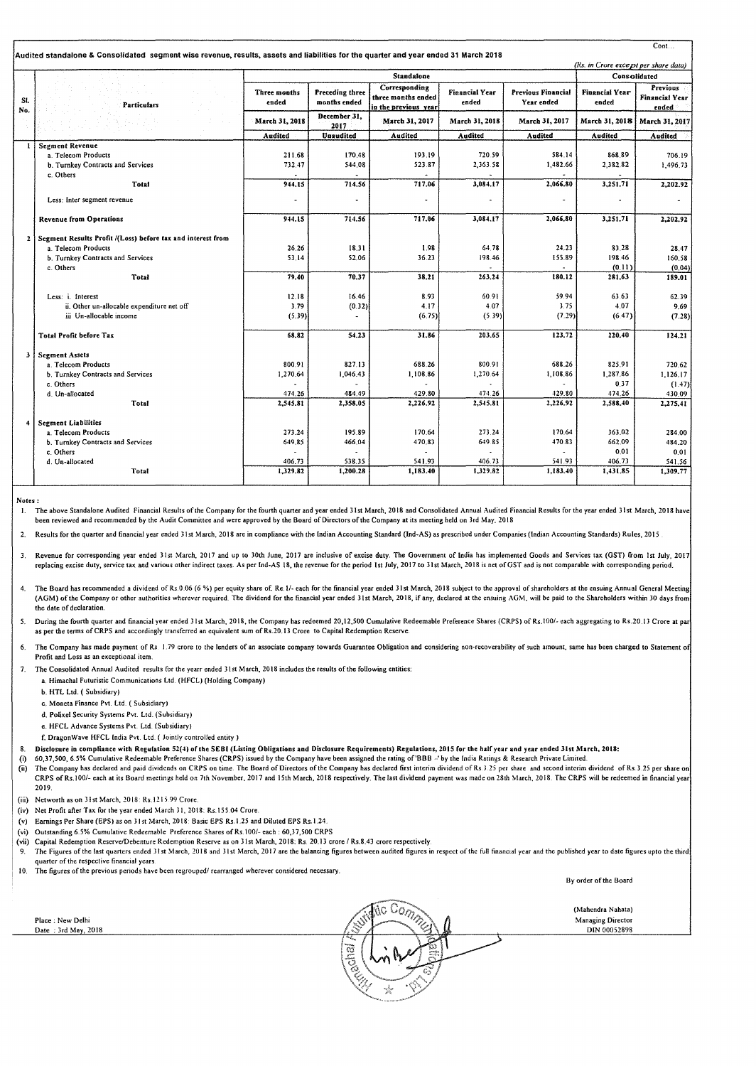Cont...

**Audited standalone & Consolidated segment wise revenue, results, assets and liabilities for the quarter and year ended 31 March 2018**

*(Rs. in Crore except per share data)*

| Sl. No. | Particulars | Standalone | | | | | Consolidated | |
|---|---|---|---|---|---|---|---|---|
| | | Three months ended | Preceding three months ended | Corresponding three months ended in the previous year | Financial Year ended | Previous Financial Year ended | Financial Year ended | Previous Financial Year ended |
| | | March 31, 2018 | December 31, 2017 | March 31, 2017 | March 31, 2018 | March 31, 2017 | March 31, 2018 | March 31, 2017 |
| | | Audited | Unaudited | Audited | Audited | Audited | Audited | Audited |
| 1 | **Segment Revenue** | | | | | | | |
| | a. Telecom Products | 211.68 | 170.48 | 193.19 | 720.59 | 584.14 | 868.89 | 706.19 |
| | b. Turnkey Contracts and Services | 732.47 | 544.08 | 523.87 | 2,363.58 | 1,482.66 | 2,382.82 | 1,496.73 |
| | c. Others | - | - | - | - | - | - | - |
| | **Total** | **944.15** | **714.56** | **717.06** | **3,084.17** | **2,066.80** | **3,251.71** | **2,202.92** |
| | Less: Inter segment revenue | - | - | - | - | - | - | - |
| | **Revenue from Operations** | **944.15** | **714.56** | **717.06** | **3,084.17** | **2,066.80** | **3,251.71** | **2,202.92** |
| 2 | **Segment Results Profit /(Loss) before tax and interest from** | | | | | | | |
| | a. Telecom Products | 26.26 | 18.31 | 1.98 | 64.78 | 24.23 | 83.28 | 28.47 |
| | b. Turnkey Contracts and Services | 53.14 | 52.06 | 36.23 | 198.46 | 155.89 | 198.46 | 160.58 |
| | c. Others | - | - | - | - | - | (0.11) | (0.04) |
| | **Total** | **79.40** | **70.37** | **38.21** | **263.24** | **180.12** | **281.63** | **189.01** |
| | Less: i. Interest | 12.18 | 16.46 | 8.93 | 60.91 | 59.94 | 63.63 | 62.39 |
| | ii. Other un-allocable expenditure net off | 3.79 | (0.32) | 4.17 | 4.07 | 3.75 | 4.07 | 9.69 |
| | iii Un-allocable income | (5.39) | - | (6.75) | (5.39) | (7.29) | (6.47) | (7.28) |
| | **Total Profit before Tax** | **68.82** | **54.23** | **31.86** | **203.65** | **123.72** | **220.40** | **124.21** |
| 3 | **Segment Assets** | | | | | | | |
| | a. Telecom Products | 800.91 | 827.13 | 688.26 | 800.91 | 688.26 | 825.91 | 720.62 |
| | b. Turnkey Contracts and Services | 1,270.64 | 1,046.43 | 1,108.86 | 1,270.64 | 1,108.86 | 1,287.86 | 1,126.17 |
| | c. Others | - | - | - | - | - | 0.37 | (1.47) |
| | d. Un-allocated | 474.26 | 484.49 | 429.80 | 474.26 | 429.80 | 474.26 | 430.09 |
| | **Total** | **2,545.81** | **2,358.05** | **2,226.92** | **2,545.81** | **2,226.92** | **2,588.40** | **2,275.41** |
| 4 | **Segment Liabilities** | | | | | | | |
| | a. Telecom Products | 273.24 | 195.89 | 170.64 | 273.24 | 170.64 | 363.02 | 284.00 |
| | b. Turnkey Contracts and Services | 649.85 | 466.04 | 470.83 | 649.85 | 470.83 | 662.09 | 484.20 |
| | c. Others | - | - | - | - | - | 0.01 | 0.01 |
| | d. Un-allocated | 406.73 | 538.35 | 541.93 | 406.73 | 541.93 | 406.73 | 541.56 |
| | **Total** | **1,329.82** | **1,200.28** | **1,183.40** | **1,329.82** | **1,183.40** | **1,431.85** | **1,309.77** |

**Notes :**

1. The above Standalone Audited Financial Results of the Company for the fourth quarter and year ended 31st March, 2018 and Consolidated Annual Audited Financial Results for the year ended 31st March, 2018 have been reviewed and recommended by the Audit Committee and were approved by the Board of Directors of the Company at its meeting held on 3rd May, 2018
2. Results for the quarter and financial year ended 31st March, 2018 are in compliance with the Indian Accounting Standard (Ind-AS) as prescribed under Companies (Indian Accounting Standards) Rules, 2015
3. Revenue for corresponding year ended 31st March, 2017 and up to 30th June, 2017 are inclusive of excise duty. The Government of India has implemented Goods and Services tax (GST) from 1st July, 2017 replacing excise duty, service tax and various other indirect taxes. As per Ind-AS 18, the revenue for the period 1st July, 2017 to 31st March, 2018 is net of GST and is not comparable with corresponding period.
4. The Board has recommended a dividend of Rs.0.06 (6 %) per equity share of Re.1/- each for the financial year ended 31st March, 2018 subject to the approval of shareholders at the ensuing Annual General Meeting (AGM) of the Company or other authorities wherever required. The dividend for the financial year ended 31st March, 2018, if any, declared at the ensuing AGM, will be paid to the Shareholders within 30 days from the date of declaration.
5. During the fourth quarter and financial year ended 31st March, 2018, the Company has redeemed 20,12,500 Cumulative Redeemable Preference Shares (CRPS) of Rs.100/- each aggregating to Rs.20.13 Crore at par as per the terms of CRPS and accordingly transferred an equivalent sum of Rs.20.13 Crore to Capital Redemption Reserve.
6. The Company has made payment of Rs. 1.79 crore to the lenders of an associate company towards Guarantee Obligation and considering non-recoverability of such amount, same has been charged to Statement of Profit and Loss as an exceptional item.
7. The Consolidated Annual Audited results for the yearr ended 31st March, 2018 includes the results of the following entities:
   - a. Himachal Futuristic Communications Ltd. (HFCL) (Holding Company)
   - b. HTL Ltd. ( Subsidiary)
   - c. Moneta Finance Pvt. Ltd. ( Subsidiary)
   - d. Polixel Security Systems Pvt. Ltd. (Subsidiary)
   - e. HFCL Advance Systems Pvt. Ltd. (Subsidiary)
   - f. DragonWave HFCL India Pvt. Ltd. ( Jointly controlled entity )
8. **Disclosure in compliance with Regulation 52(4) of the SEBI (Listing Obligations and Disclosure Requirements) Regulations, 2015 for the half year and year ended 31st March, 2018:**
   - (i) 60,37,500, 6.5% Cumulative Redeemable Preference Shares (CRPS) issued by the Company have been assigned the rating of 'BBB -' by the India Ratings & Research Private Limited.
   - (ii) The Company has declared and paid dividends on CRPS on time. The Board of Directors of the Company has declared first interim dividend of Rs.3.25 per share and second interim dividend of Rs.3.25 per share on CRPS of Rs.100/- each at its Board meetings held on 7th November, 2017 and 15th March, 2018 respectively. The last dividend payment was made on 28th March, 2018. The CRPS will be redeemed in financial year 2019.
   - (iii) Networth as on 31st March, 2018: Rs.1215.99 Crore.
   - (iv) Net Profit after Tax for the year ended March 31, 2018: Rs.155.04 Crore.
   - (v) Earnings Per Share (EPS) as on 31st March, 2018: Basic EPS Rs.1.25 and Diluted EPS Rs.1.24.
   - (vi) Outstanding 6.5% Cumulative Redeemable Preference Shares of Rs.100/- each : 60,37,500 CRPS
   - (vii) Capital Redemption Reserve/Debenture Redemption Reserve as on 31st March, 2018: Rs. 20.13 crore / Rs.8.43 crore respectively.
9. The Figures of the last quarters ended 31st March, 2018 and 31st March, 2017 are the balancing figures between audited figures in respect of the full financial year and the published year to date figures upto the third quarter of the respective financial years.
10. The figures of the previous periods have been regrouped/ rearranged wherever considered necessary.

By order of the Board

Place : New Delhi
Date : 3rd May, 2018

(Mahendra Nahata)
Managing Director
DIN 00052898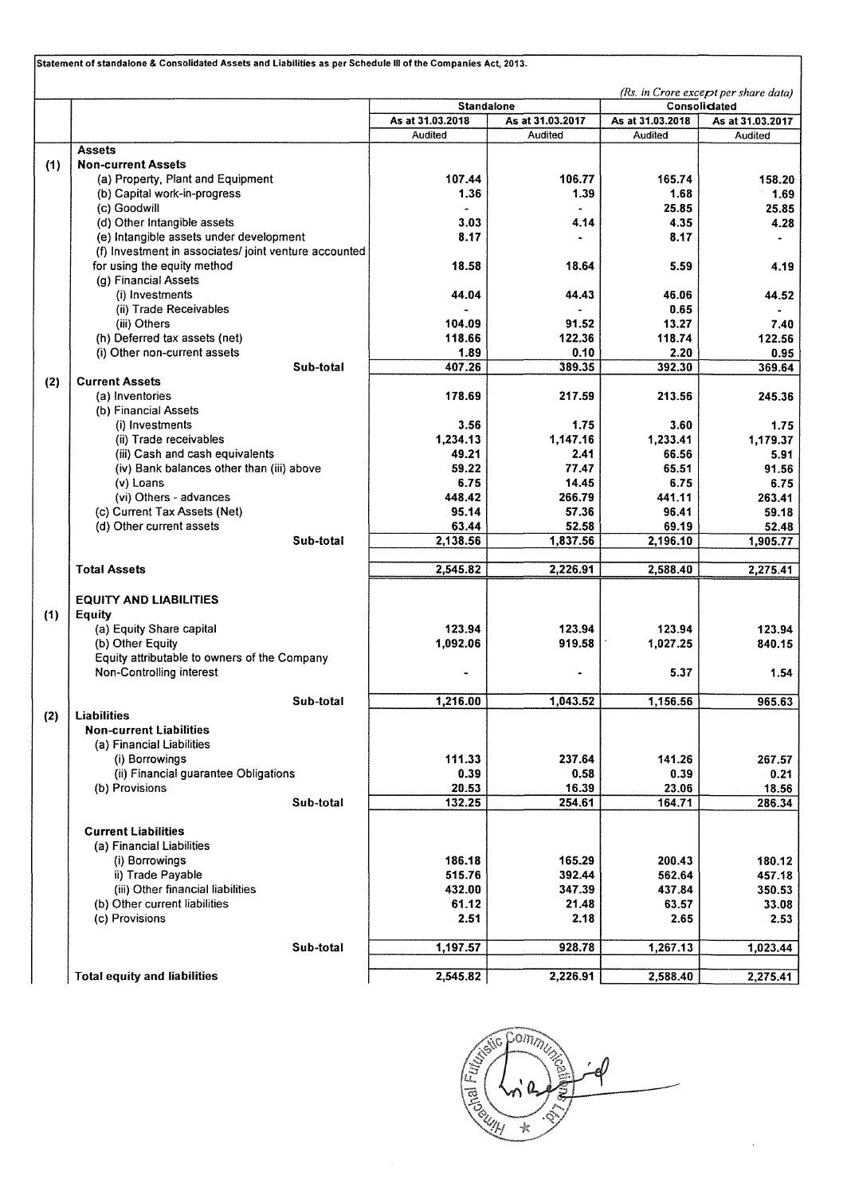Statement of standalone & Consolidated Assets and Liabilities as per Schedule III of the Companies Act, 2013.

*(Rs. in Crore except per share data)*

| | | Standalone | | Consolidated | |
|---|---|---|---|---|---|
| | | As at 31.03.2018 | As at 31.03.2017 | As at 31.03.2018 | As at 31.03.2017 |
| | | Audited | Audited | Audited | Audited |
| | **Assets** | | | | |
| (1) | **Non-current Assets** | | | | |
| | (a) Property, Plant and Equipment | 107.44 | 106.77 | 165.74 | 158.20 |
| | (b) Capital work-in-progress | 1.36 | 1.39 | 1.68 | 1.69 |
| | (c) Goodwill | - | - | 25.85 | 25.85 |
| | (d) Other Intangible assets | 3.03 | 4.14 | 4.35 | 4.28 |
| | (e) Intangible assets under development | 8.17 | - | 8.17 | - |
| | (f) Investment in associates/ joint venture accounted for using the equity method | 18.58 | 18.64 | 5.59 | 4.19 |
| | (g) Financial Assets | | | | |
| | (i) Investments | 44.04 | 44.43 | 46.06 | 44.52 |
| | (ii) Trade Receivables | - | - | 0.65 | - |
| | (iii) Others | 104.09 | 91.52 | 13.27 | 7.40 |
| | (h) Deferred tax assets (net) | 118.66 | 122.36 | 118.74 | 122.56 |
| | (i) Other non-current assets | 1.89 | 0.10 | 2.20 | 0.95 |
| | Sub-total | 407.26 | 389.35 | 392.30 | 369.64 |
| (2) | **Current Assets** | | | | |
| | (a) Inventories | 178.69 | 217.59 | 213.56 | 245.36 |
| | (b) Financial Assets | | | | |
| | (i) Investments | 3.56 | 1.75 | 3.60 | 1.75 |
| | (ii) Trade receivables | 1,234.13 | 1,147.16 | 1,233.41 | 1,179.37 |
| | (iii) Cash and cash equivalents | 49.21 | 2.41 | 66.56 | 5.91 |
| | (iv) Bank balances other than (iii) above | 59.22 | 77.47 | 65.51 | 91.56 |
| | (v) Loans | 6.75 | 14.45 | 6.75 | 6.75 |
| | (vi) Others - advances | 448.42 | 266.79 | 441.11 | 263.41 |
| | (c) Current Tax Assets (Net) | 95.14 | 57.36 | 96.41 | 59.18 |
| | (d) Other current assets | 63.44 | 52.58 | 69.19 | 52.48 |
| | Sub-total | 2,138.56 | 1,837.56 | 2,196.10 | 1,905.77 |
| | **Total Assets** | 2,545.82 | 2,226.91 | 2,588.40 | 2,275.41 |
| | **EQUITY AND LIABILITIES** | | | | |
| (1) | **Equity** | | | | |
| | (a) Equity Share capital | 123.94 | 123.94 | 123.94 | 123.94 |
| | (b) Other Equity | 1,092.06 | 919.58 | 1,027.25 | 840.15 |
| | Equity attributable to owners of the Company | | | | |
| | Non-Controlling interest | - | - | 5.37 | 1.54 |
| | Sub-total | 1,216.00 | 1,043.52 | 1,156.56 | 965.63 |
| (2) | **Liabilities** | | | | |
| | **Non-current Liabilities** | | | | |
| | (a) Financial Liabilities | | | | |
| | (i) Borrowings | 111.33 | 237.64 | 141.26 | 267.57 |
| | (ii) Financial guarantee Obligations | 0.39 | 0.58 | 0.39 | 0.21 |
| | (b) Provisions | 20.53 | 16.39 | 23.06 | 18.56 |
| | Sub-total | 132.25 | 254.61 | 164.71 | 286.34 |
| | **Current Liabilities** | | | | |
| | (a) Financial Liabilities | | | | |
| | (i) Borrowings | 186.18 | 165.29 | 200.43 | 180.12 |
| | ii) Trade Payable | 515.76 | 392.44 | 562.64 | 457.18 |
| | (iii) Other financial liabilities | 432.00 | 347.39 | 437.84 | 350.53 |
| | (b) Other current liabilities | 61.12 | 21.48 | 63.57 | 33.08 |
| | (c) Provisions | 2.51 | 2.18 | 2.65 | 2.53 |
| | Sub-total | 1,197.57 | 928.78 | 1,267.13 | 1,023.44 |
| | **Total equity and liabilities** | 2,545.82 | 2,226.91 | 2,588.40 | 2,275.41 |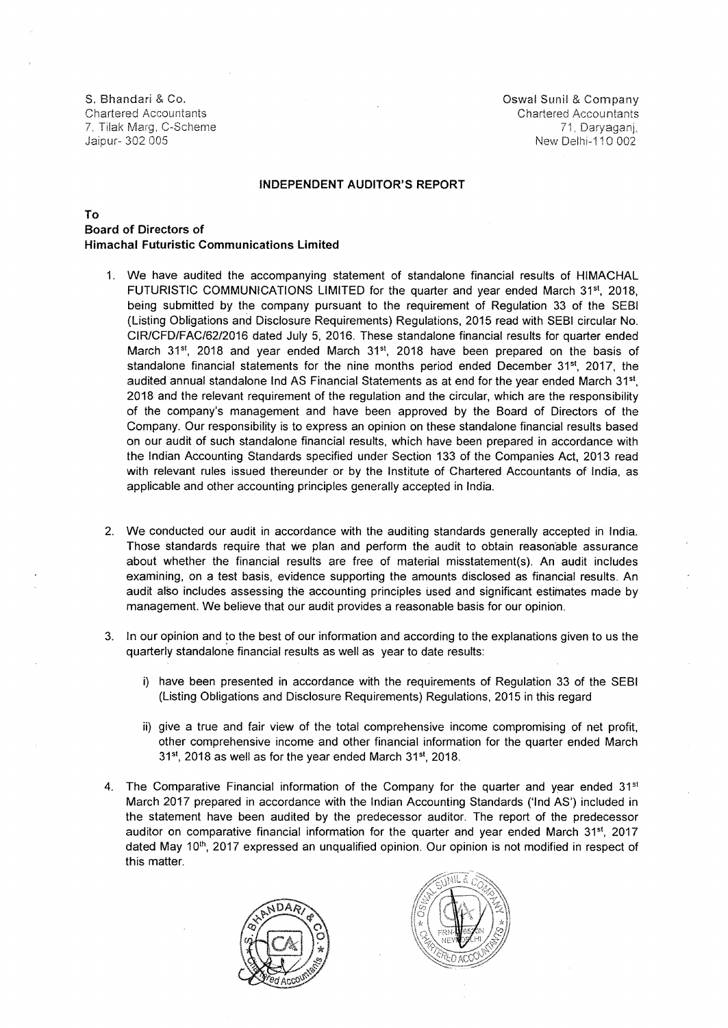S. Bhandari & Co.
Chartered Accountants
7, Tilak Marg, C-Scheme
Jaipur- 302 005

Oswal Sunil & Company
Chartered Accountants
71, Daryaganj,
New Delhi-110 002

## INDEPENDENT AUDITOR'S REPORT

**To**
**Board of Directors of**
**Himachal Futuristic Communications Limited**

1. We have audited the accompanying statement of standalone financial results of HIMACHAL FUTURISTIC COMMUNICATIONS LIMITED for the quarter and year ended March 31st, 2018, being submitted by the company pursuant to the requirement of Regulation 33 of the SEBI (Listing Obligations and Disclosure Requirements) Regulations, 2015 read with SEBI circular No. CIR/CFD/FAC/62/2016 dated July 5, 2016. These standalone financial results for quarter ended March 31st, 2018 and year ended March 31st, 2018 have been prepared on the basis of standalone financial statements for the nine months period ended December 31st, 2017, the audited annual standalone Ind AS Financial Statements as at end for the year ended March 31st, 2018 and the relevant requirement of the regulation and the circular, which are the responsibility of the company's management and have been approved by the Board of Directors of the Company. Our responsibility is to express an opinion on these standalone financial results based on our audit of such standalone financial results, which have been prepared in accordance with the Indian Accounting Standards specified under Section 133 of the Companies Act, 2013 read with relevant rules issued thereunder or by the Institute of Chartered Accountants of India, as applicable and other accounting principles generally accepted in India.

2. We conducted our audit in accordance with the auditing standards generally accepted in India. Those standards require that we plan and perform the audit to obtain reasonable assurance about whether the financial results are free of material misstatement(s). An audit includes examining, on a test basis, evidence supporting the amounts disclosed as financial results. An audit also includes assessing the accounting principles used and significant estimates made by management. We believe that our audit provides a reasonable basis for our opinion.

3. In our opinion and to the best of our information and according to the explanations given to us the quarterly standalone financial results as well as year to date results:

   i) have been presented in accordance with the requirements of Regulation 33 of the SEBI (Listing Obligations and Disclosure Requirements) Regulations, 2015 in this regard

   ii) give a true and fair view of the total comprehensive income compromising of net profit, other comprehensive income and other financial information for the quarter ended March 31st, 2018 as well as for the year ended March 31st, 2018.

4. The Comparative Financial information of the Company for the quarter and year ended 31st March 2017 prepared in accordance with the Indian Accounting Standards ('Ind AS') included in the statement have been audited by the predecessor auditor. The report of the predecessor auditor on comparative financial information for the quarter and year ended March 31st, 2017 dated May 10th, 2017 expressed an unqualified opinion. Our opinion is not modified in respect of this matter.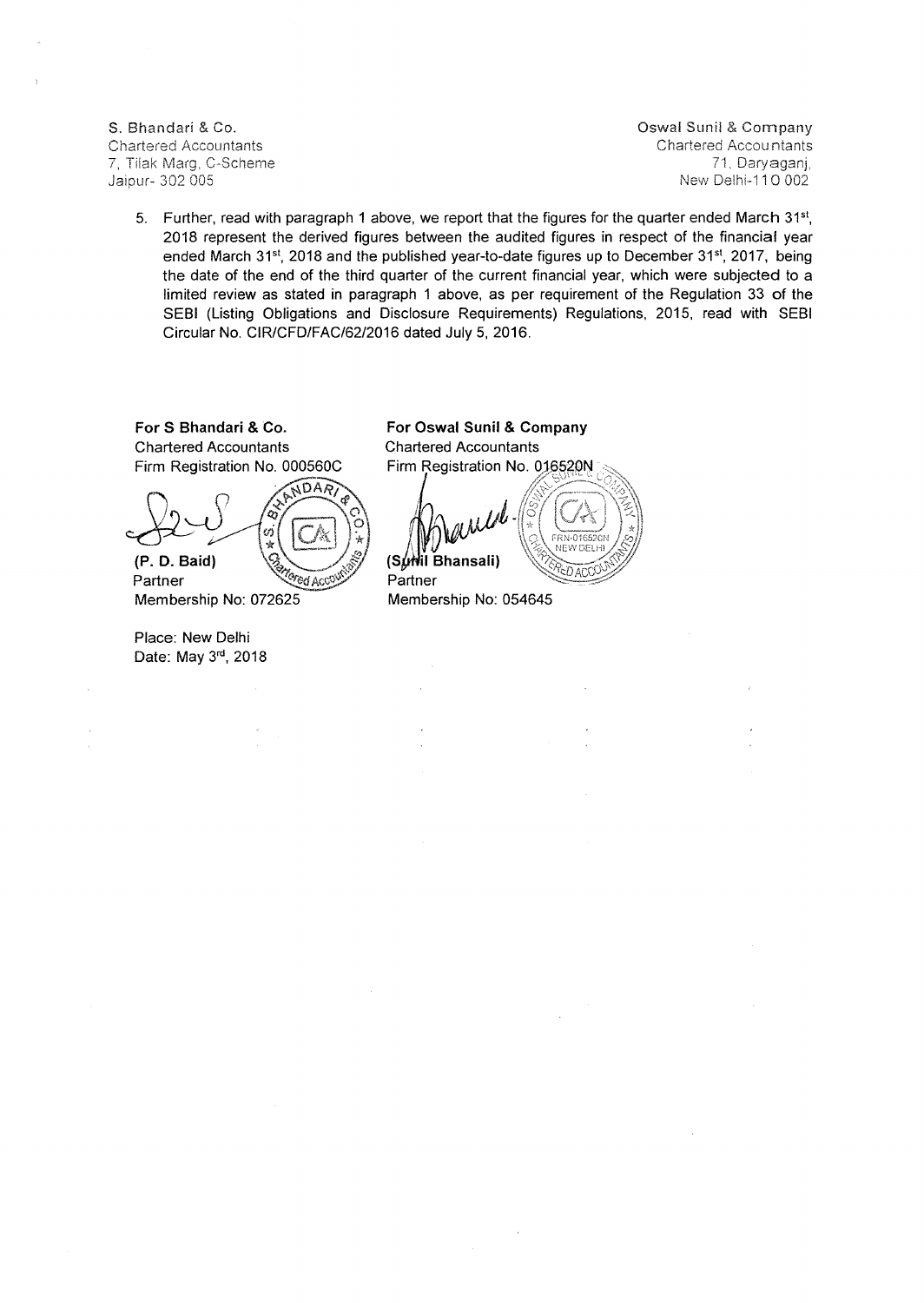S. Bhandari & Co.
Chartered Accountants
7, Tilak Marg, C-Scheme
Jaipur- 302 005

Oswal Sunil & Company
Chartered Accountants
71, Daryaganj,
New Delhi-110 002

5. Further, read with paragraph 1 above, we report that the figures for the quarter ended March 31st, 2018 represent the derived figures between the audited figures in respect of the financial year ended March 31st, 2018 and the published year-to-date figures up to December 31st, 2017, being the date of the end of the third quarter of the current financial year, which were subjected to a limited review as stated in paragraph 1 above, as per requirement of the Regulation 33 of the SEBI (Listing Obligations and Disclosure Requirements) Regulations, 2015, read with SEBI Circular No. CIR/CFD/FAC/62/2016 dated July 5, 2016.

**For S Bhandari & Co.**
Chartered Accountants
Firm Registration No. 000560C

**(P. D. Baid)**
Partner
Membership No: 072625

**For Oswal Sunil & Company**
Chartered Accountants
Firm Registration No. 016520N

**(Sunil Bhansali)**
Partner
Membership No: 054645

Place: New Delhi
Date: May 3rd, 2018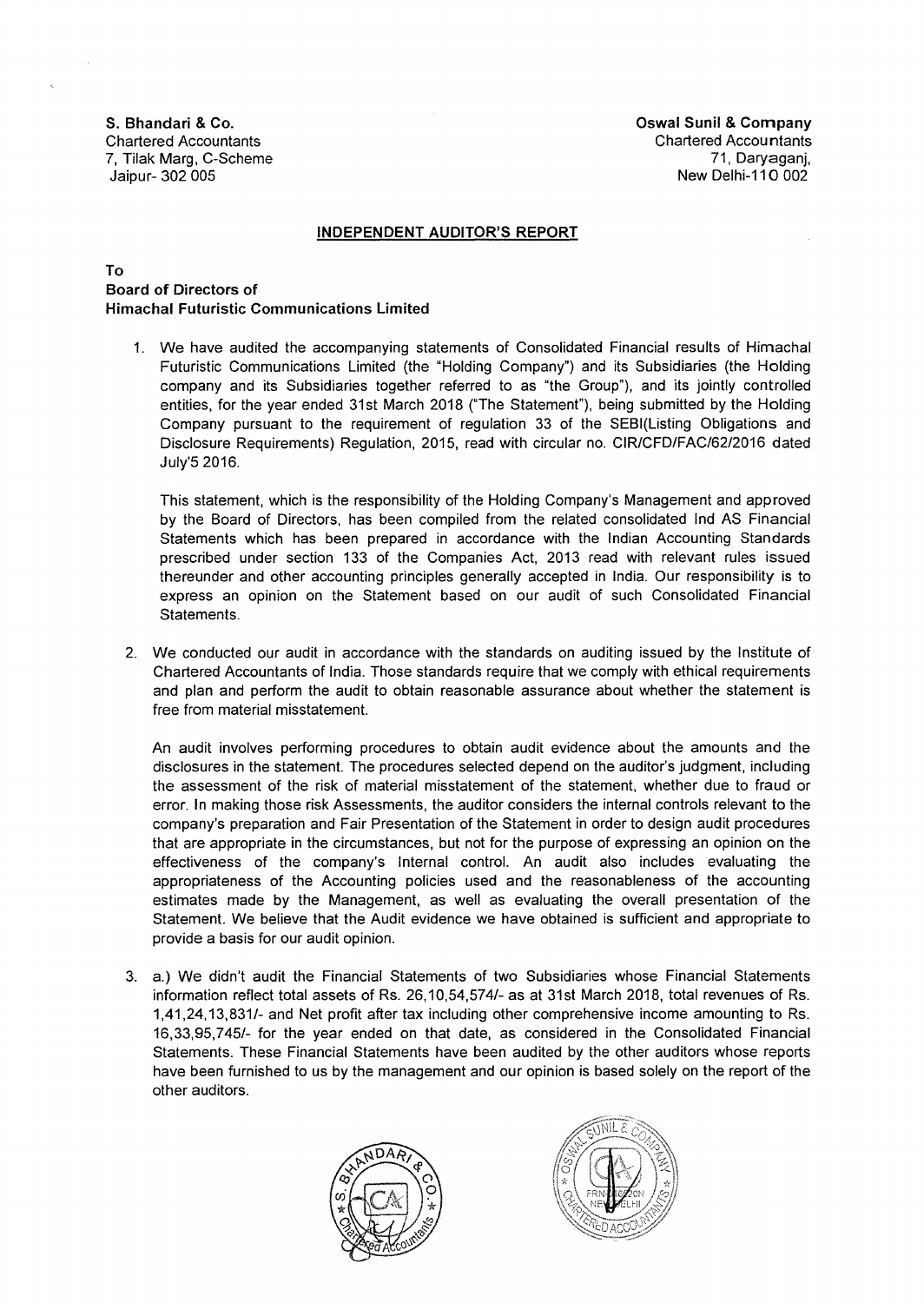**S. Bhandari & Co.**
Chartered Accountants
7, Tilak Marg, C-Scheme
Jaipur- 302 005

**Oswal Sunil & Company**
Chartered Accountants
71, Daryaganj,
New Delhi-110 002

## INDEPENDENT AUDITOR'S REPORT

**To**
**Board of Directors of**
**Himachal Futuristic Communications Limited**

1. We have audited the accompanying statements of Consolidated Financial results of Himachal Futuristic Communications Limited (the "Holding Company") and its Subsidiaries (the Holding company and its Subsidiaries together referred to as "the Group"), and its jointly controlled entities, for the year ended 31st March 2018 ("The Statement"), being submitted by the Holding Company pursuant to the requirement of regulation 33 of the SEBI(Listing Obligations and Disclosure Requirements) Regulation, 2015, read with circular no. CIR/CFD/FAC/62/2016 dated July'5 2016.

   This statement, which is the responsibility of the Holding Company's Management and approved by the Board of Directors, has been compiled from the related consolidated Ind AS Financial Statements which has been prepared in accordance with the Indian Accounting Standards prescribed under section 133 of the Companies Act, 2013 read with relevant rules issued thereunder and other accounting principles generally accepted in India. Our responsibility is to express an opinion on the Statement based on our audit of such Consolidated Financial Statements.

2. We conducted our audit in accordance with the standards on auditing issued by the Institute of Chartered Accountants of India. Those standards require that we comply with ethical requirements and plan and perform the audit to obtain reasonable assurance about whether the statement is free from material misstatement.

   An audit involves performing procedures to obtain audit evidence about the amounts and the disclosures in the statement. The procedures selected depend on the auditor's judgment, including the assessment of the risk of material misstatement of the statement, whether due to fraud or error. In making those risk Assessments, the auditor considers the internal controls relevant to the company's preparation and Fair Presentation of the Statement in order to design audit procedures that are appropriate in the circumstances, but not for the purpose of expressing an opinion on the effectiveness of the company's Internal control. An audit also includes evaluating the appropriateness of the Accounting policies used and the reasonableness of the accounting estimates made by the Management, as well as evaluating the overall presentation of the Statement. We believe that the Audit evidence we have obtained is sufficient and appropriate to provide a basis for our audit opinion.

3. a.) We didn't audit the Financial Statements of two Subsidiaries whose Financial Statements information reflect total assets of Rs. 26,10,54,574/- as at 31st March 2018, total revenues of Rs. 1,41,24,13,831/- and Net profit after tax including other comprehensive income amounting to Rs. 16,33,95,745/- for the year ended on that date, as considered in the Consolidated Financial Statements. These Financial Statements have been audited by the other auditors whose reports have been furnished to us by the management and our opinion is based solely on the report of the other auditors.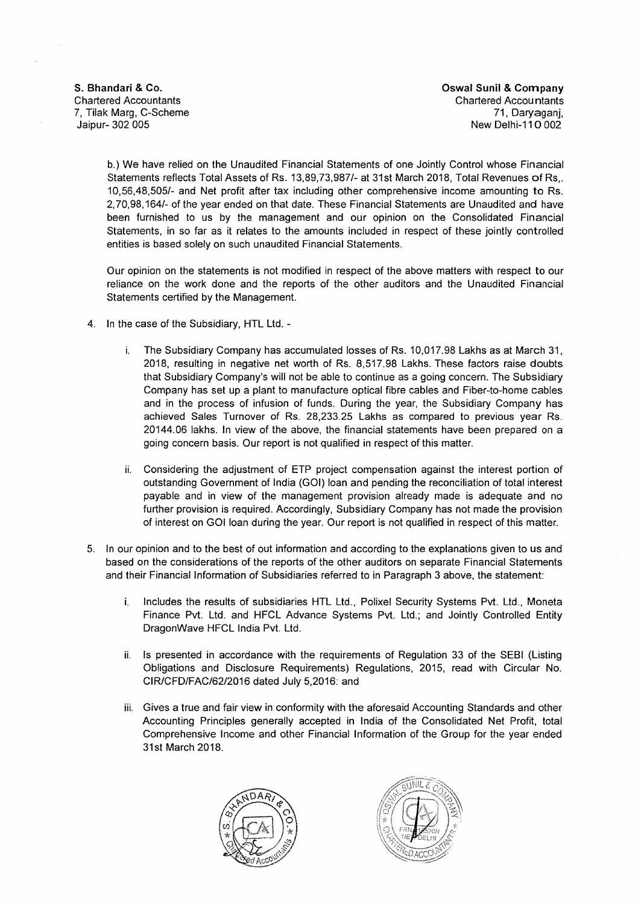S. Bhandari & Co.
Chartered Accountants
7, Tilak Marg, C-Scheme
Jaipur- 302 005

Oswal Sunil & Company
Chartered Accountants
71, Daryaganj,
New Delhi-110 002

b.) We have relied on the Unaudited Financial Statements of one Jointly Control whose Financial Statements reflects Total Assets of Rs. 13,89,73,987/- at 31st March 2018, Total Revenues of Rs,. 10,56,48,505/- and Net profit after tax including other comprehensive income amounting to Rs. 2,70,98,164/- of the year ended on that date. These Financial Statements are Unaudited and have been furnished to us by the management and our opinion on the Consolidated Financial Statements, in so far as it relates to the amounts included in respect of these jointly controlled entities is based solely on such unaudited Financial Statements.

Our opinion on the statements is not modified in respect of the above matters with respect to our reliance on the work done and the reports of the other auditors and the Unaudited Financial Statements certified by the Management.

4. In the case of the Subsidiary, HTL Ltd. -

   i. The Subsidiary Company has accumulated losses of Rs. 10,017.98 Lakhs as at March 31, 2018, resulting in negative net worth of Rs. 8,517.98 Lakhs. These factors raise doubts that Subsidiary Company's will not be able to continue as a going concern. The Subsidiary Company has set up a plant to manufacture optical fibre cables and Fiber-to-home cables and in the process of infusion of funds. During the year, the Subsidiary Company has achieved Sales Turnover of Rs. 28,233.25 Lakhs as compared to previous year Rs. 20144.06 lakhs. In view of the above, the financial statements have been prepared on a going concern basis. Our report is not qualified in respect of this matter.

   ii. Considering the adjustment of ETP project compensation against the interest portion of outstanding Government of India (GOI) loan and pending the reconciliation of total interest payable and in view of the management provision already made is adequate and no further provision is required. Accordingly, Subsidiary Company has not made the provision of interest on GOI loan during the year. Our report is not qualified in respect of this matter.

5. In our opinion and to the best of out information and according to the explanations given to us and based on the considerations of the reports of the other auditors on separate Financial Statements and their Financial Information of Subsidiaries referred to in Paragraph 3 above, the statement:

   i. Includes the results of subsidiaries HTL Ltd., Polixel Security Systems Pvt. Ltd., Moneta Finance Pvt. Ltd. and HFCL Advance Systems Pvt. Ltd.; and Jointly Controlled Entity DragonWave HFCL India Pvt. Ltd.

   ii. Is presented in accordance with the requirements of Regulation 33 of the SEBI (Listing Obligations and Disclosure Requirements) Regulations, 2015, read with Circular No. CIR/CFD/FAC/62/2016 dated July 5,2016: and

   iii. Gives a true and fair view in conformity with the aforesaid Accounting Standards and other Accounting Principles generally accepted in India of the Consolidated Net Profit, total Comprehensive Income and other Financial Information of the Group for the year ended 31st March 2018.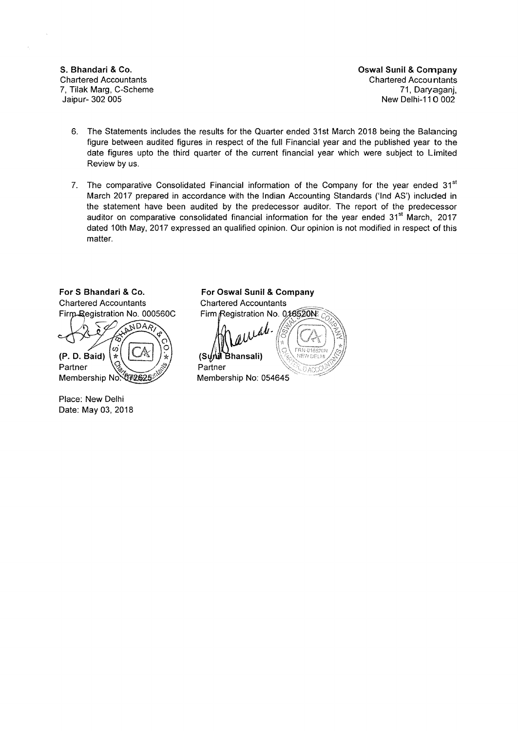**S. Bhandari & Co.**
Chartered Accountants
7, Tilak Marg, C-Scheme
Jaipur- 302 005

**Oswal Sunil & Company**
Chartered Accountants
71, Daryaganj,
New Delhi-110 002

6. The Statements includes the results for the Quarter ended 31st March 2018 being the Balancing figure between audited figures in respect of the full Financial year and the published year to the date figures upto the third quarter of the current financial year which were subject to Limited Review by us.

7. The comparative Consolidated Financial information of the Company for the year ended 31st March 2017 prepared in accordance with the Indian Accounting Standards ('Ind AS') included in the statement have been audited by the predecessor auditor. The report of the predecessor auditor on comparative consolidated financial information for the year ended 31st March, 2017 dated 10th May, 2017 expressed an qualified opinion. Our opinion is not modified in respect of this matter.

**For S Bhandari & Co.**
Chartered Accountants
Firm Registration No. 000560C

**(P. D. Baid)**
Partner
Membership No: 072625

**For Oswal Sunil & Company**
Chartered Accountants
Firm Registration No. 016520N

**(Sunil Bhansali)**
Partner
Membership No: 054645

Place: New Delhi
Date: May 03, 2018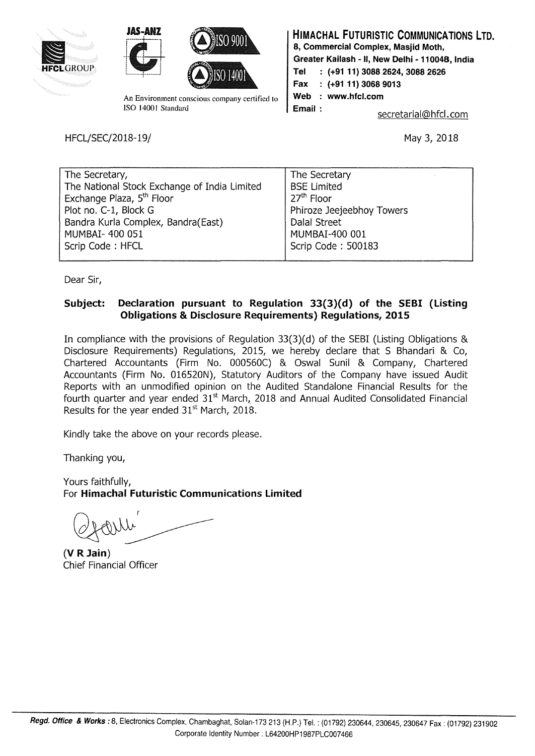**HIMACHAL FUTURISTIC COMMUNICATIONS LTD.**
**8, Commercial Complex, Masjid Moth,**
**Greater Kailash - II, New Delhi - 110048, India**
**Tel : (+91 11) 3088 2624, 3088 2626**
**Fax : (+91 11) 3068 9013**
**Web : www.hfcl.com**
**Email :** secretarial@hfcl.com

HFCLGROUP

JAS-ANZ

ISO 9001

ISO 14001

An Environment conscious company certified to ISO 14001 Standard

HFCL/SEC/2018-19/

May 3, 2018

| | |
|---|---|
| The Secretary,<br>The National Stock Exchange of India Limited<br>Exchange Plaza, 5th Floor<br>Plot no. C-1, Block G<br>Bandra Kurla Complex, Bandra(East)<br>MUMBAI- 400 051<br>Scrip Code : HFCL | The Secretary<br>BSE Limited<br>27th Floor<br>Phiroze Jeejeebhoy Towers<br>Dalal Street<br>MUMBAI-400 001<br>Scrip Code : 500183 |

Dear Sir,

**Subject: Declaration pursuant to Regulation 33(3)(d) of the SEBI (Listing Obligations & Disclosure Requirements) Regulations, 2015**

In compliance with the provisions of Regulation 33(3)(d) of the SEBI (Listing Obligations & Disclosure Requirements) Regulations, 2015, we hereby declare that S Bhandari & Co, Chartered Accountants (Firm No. 000560C) & Oswal Sunil & Company, Chartered Accountants (Firm No. 016520N), Statutory Auditors of the Company have issued Audit Reports with an unmodified opinion on the Audited Standalone Financial Results for the fourth quarter and year ended 31st March, 2018 and Annual Audited Consolidated Financial Results for the year ended 31st March, 2018.

Kindly take the above on your records please.

Thanking you,

Yours faithfully,
For **Himachal Futuristic Communications Limited**

**(V R Jain)**
Chief Financial Officer

***Regd. Office & Works :*** 8, Electronics Complex, Chambaghat, Solan-173 213 (H.P.) Tel. : (01792) 230644, 230645, 230647 Fax : (01792) 231902
Corporate Identity Number : L64200HP1987PLC007466